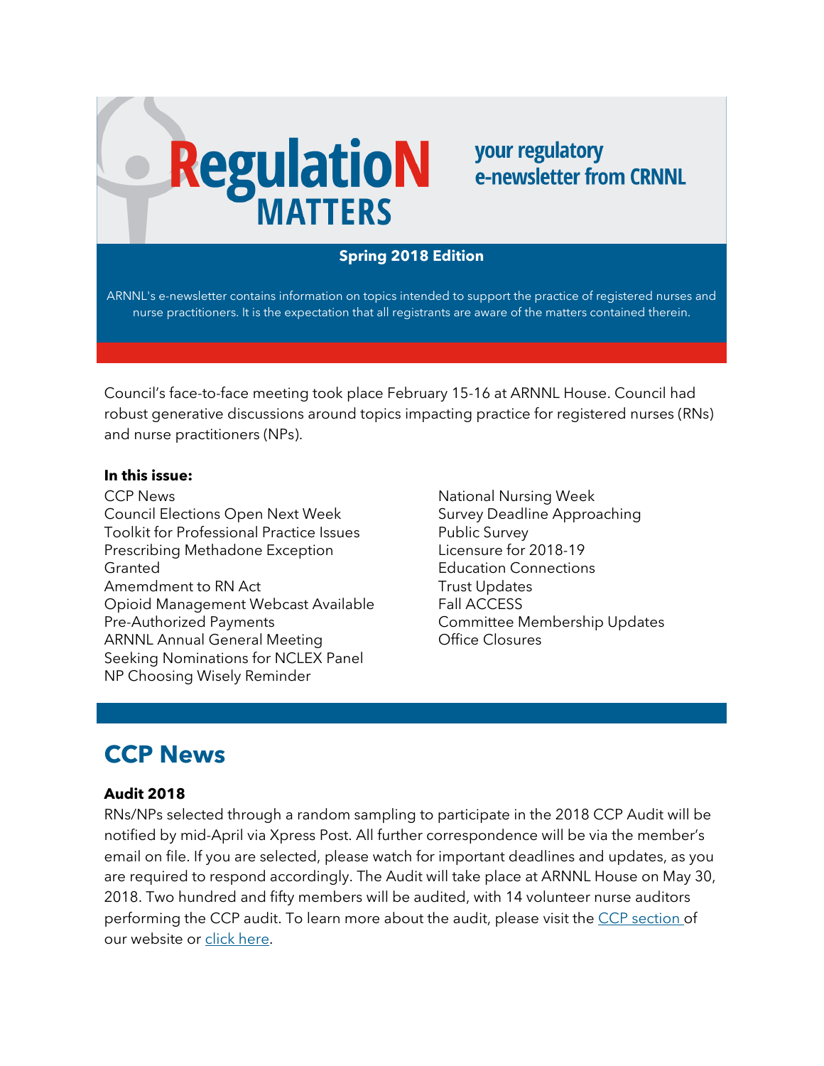# RegulatioN MATTERS

your regulatory e-newsletter from CRNNL

**Spring 2018 Edition**

ARNNL's e-newsletter contains information on topics intended to support the practice of registered nurses and nurse practitioners. It is the expectation that all registrants are aware of the matters contained therein.

Council's face-to-face meeting took place February 15-16 at ARNNL House. Council had robust generative discussions around topics impacting practice for registered nurses (RNs) and nurse practitioners (NPs).

**In this issue:**

CCP News
Council Elections Open Next Week
Toolkit for Professional Practice Issues
Prescribing Methadone Exception Granted
Amemdment to RN Act
Opioid Management Webcast Available
Pre-Authorized Payments
ARNNL Annual General Meeting
Seeking Nominations for NCLEX Panel
NP Choosing Wisely Reminder
National Nursing Week
Survey Deadline Approaching
Public Survey
Licensure for 2018-19
Education Connections
Trust Updates
Fall ACCESS
Committee Membership Updates
Office Closures

## CCP News

**Audit 2018**

RNs/NPs selected through a random sampling to participate in the 2018 CCP Audit will be notified by mid-April via Xpress Post. All further correspondence will be via the member's email on file. If you are selected, please watch for important deadlines and updates, as you are required to respond accordingly. The Audit will take place at ARNNL House on May 30, 2018. Two hundred and fifty members will be audited, with 14 volunteer nurse auditors performing the CCP audit. To learn more about the audit, please visit the CCP section of our website or click here.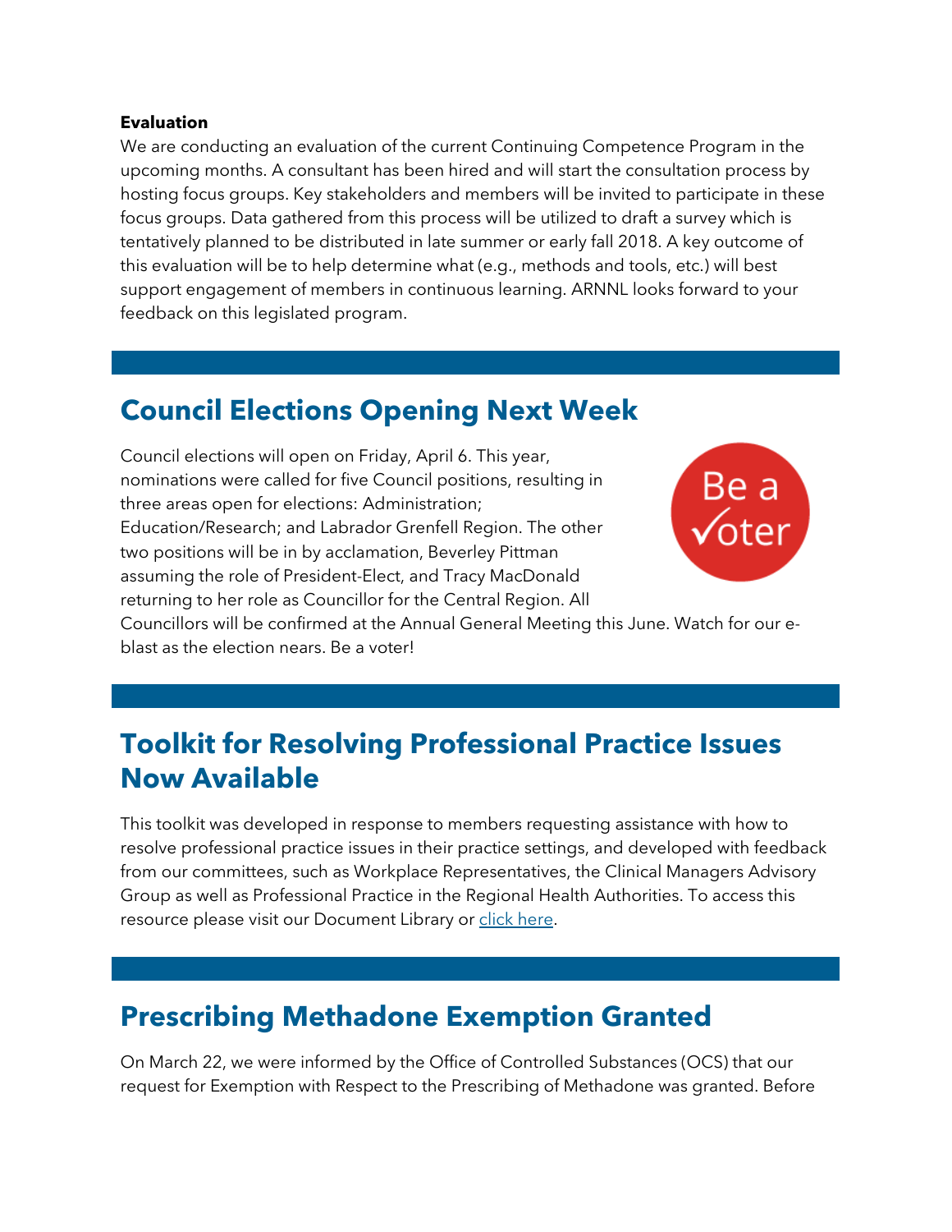**Evaluation**

We are conducting an evaluation of the current Continuing Competence Program in the upcoming months. A consultant has been hired and will start the consultation process by hosting focus groups. Key stakeholders and members will be invited to participate in these focus groups. Data gathered from this process will be utilized to draft a survey which is tentatively planned to be distributed in late summer or early fall 2018. A key outcome of this evaluation will be to help determine what (e.g., methods and tools, etc.) will best support engagement of members in continuous learning. ARNNL looks forward to your feedback on this legislated program.

## Council Elections Opening Next Week

Council elections will open on Friday, April 6. This year, nominations were called for five Council positions, resulting in three areas open for elections: Administration; Education/Research; and Labrador Grenfell Region. The other two positions will be in by acclamation, Beverley Pittman assuming the role of President-Elect, and Tracy MacDonald returning to her role as Councillor for the Central Region. All Councillors will be confirmed at the Annual General Meeting this June. Watch for our e-blast as the election nears. Be a voter!

## Toolkit for Resolving Professional Practice Issues Now Available

This toolkit was developed in response to members requesting assistance with how to resolve professional practice issues in their practice settings, and developed with feedback from our committees, such as Workplace Representatives, the Clinical Managers Advisory Group as well as Professional Practice in the Regional Health Authorities. To access this resource please visit our Document Library or click here.

## Prescribing Methadone Exemption Granted

On March 22, we were informed by the Office of Controlled Substances (OCS) that our request for Exemption with Respect to the Prescribing of Methadone was granted. Before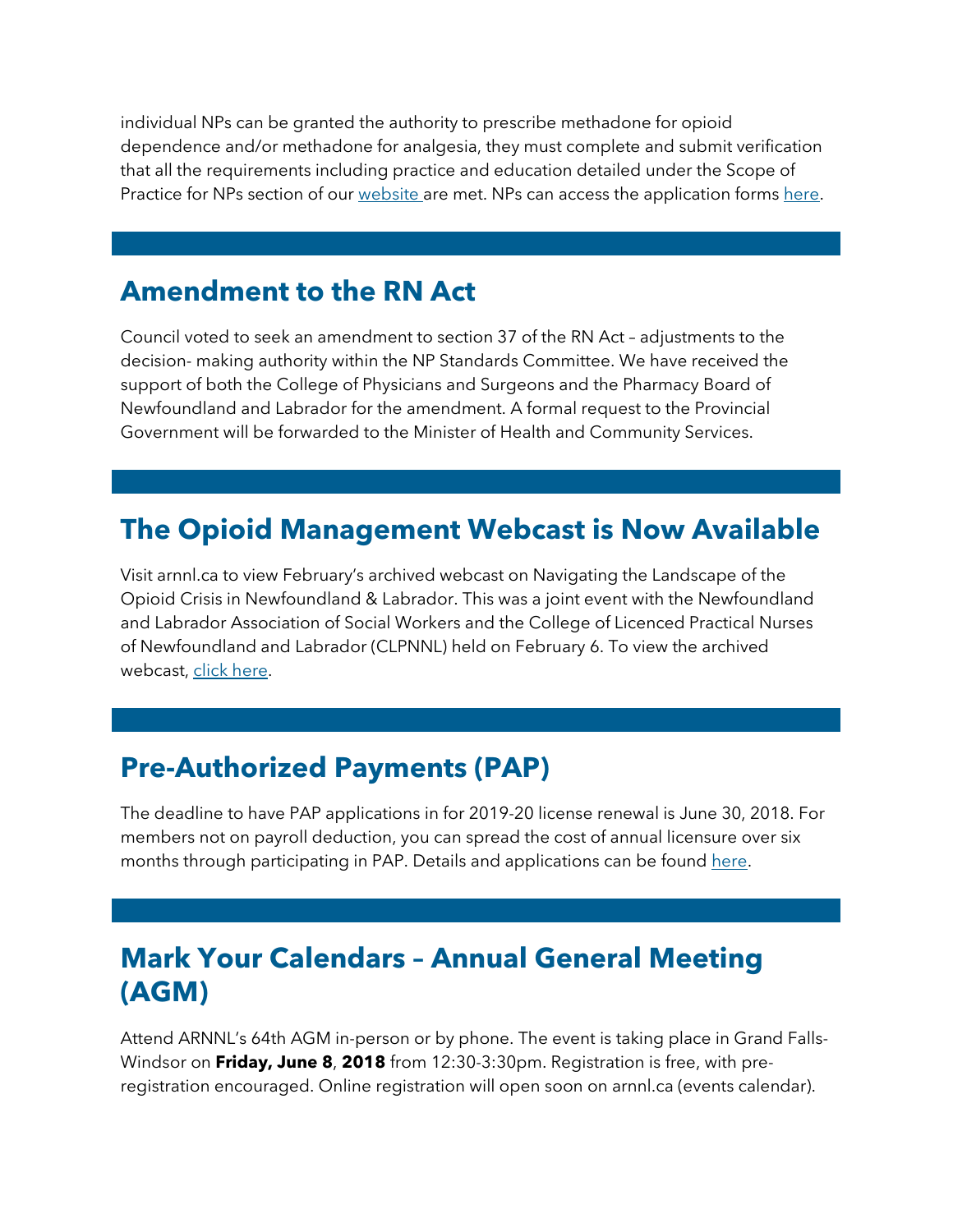individual NPs can be granted the authority to prescribe methadone for opioid dependence and/or methadone for analgesia, they must complete and submit verification that all the requirements including practice and education detailed under the Scope of Practice for NPs section of our website are met. NPs can access the application forms here.

## Amendment to the RN Act

Council voted to seek an amendment to section 37 of the RN Act – adjustments to the decision- making authority within the NP Standards Committee. We have received the support of both the College of Physicians and Surgeons and the Pharmacy Board of Newfoundland and Labrador for the amendment. A formal request to the Provincial Government will be forwarded to the Minister of Health and Community Services.

## The Opioid Management Webcast is Now Available

Visit arnnl.ca to view February's archived webcast on Navigating the Landscape of the Opioid Crisis in Newfoundland & Labrador. This was a joint event with the Newfoundland and Labrador Association of Social Workers and the College of Licenced Practical Nurses of Newfoundland and Labrador (CLPNNL) held on February 6. To view the archived webcast, click here.

## Pre-Authorized Payments (PAP)

The deadline to have PAP applications in for 2019-20 license renewal is June 30, 2018. For members not on payroll deduction, you can spread the cost of annual licensure over six months through participating in PAP. Details and applications can be found here.

## Mark Your Calendars – Annual General Meeting (AGM)

Attend ARNNL's 64th AGM in-person or by phone. The event is taking place in Grand Falls-Windsor on **Friday, June 8**, **2018** from 12:30-3:30pm. Registration is free, with pre-registration encouraged. Online registration will open soon on arnnl.ca (events calendar).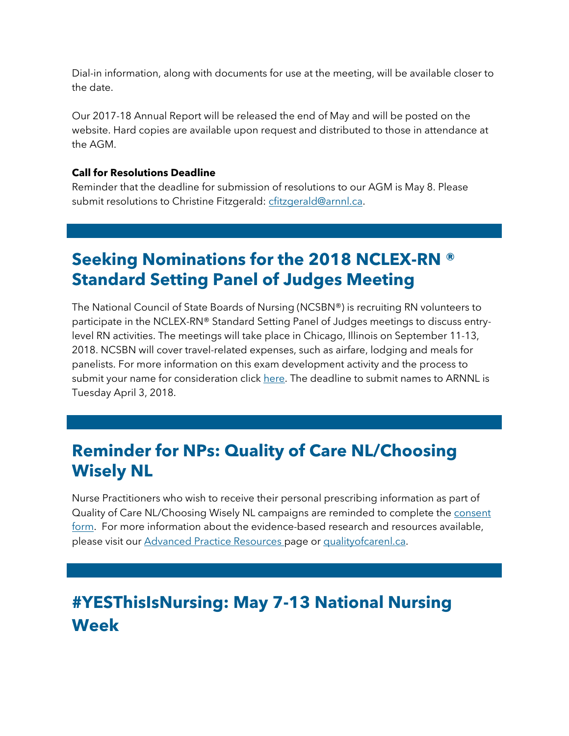Dial-in information, along with documents for use at the meeting, will be available closer to the date.

Our 2017-18 Annual Report will be released the end of May and will be posted on the website. Hard copies are available upon request and distributed to those in attendance at the AGM.

**Call for Resolutions Deadline**
Reminder that the deadline for submission of resolutions to our AGM is May 8. Please submit resolutions to Christine Fitzgerald: cfitzgerald@arnnl.ca.

## Seeking Nominations for the 2018 NCLEX-RN ® Standard Setting Panel of Judges Meeting

The National Council of State Boards of Nursing (NCSBN®) is recruiting RN volunteers to participate in the NCLEX-RN® Standard Setting Panel of Judges meetings to discuss entry-level RN activities. The meetings will take place in Chicago, Illinois on September 11-13, 2018. NCSBN will cover travel-related expenses, such as airfare, lodging and meals for panelists. For more information on this exam development activity and the process to submit your name for consideration click here. The deadline to submit names to ARNNL is Tuesday April 3, 2018.

## Reminder for NPs: Quality of Care NL/Choosing Wisely NL

Nurse Practitioners who wish to receive their personal prescribing information as part of Quality of Care NL/Choosing Wisely NL campaigns are reminded to complete the consent form. For more information about the evidence-based research and resources available, please visit our Advanced Practice Resources page or qualityofcarenl.ca.

## #YESThisIsNursing: May 7-13 National Nursing Week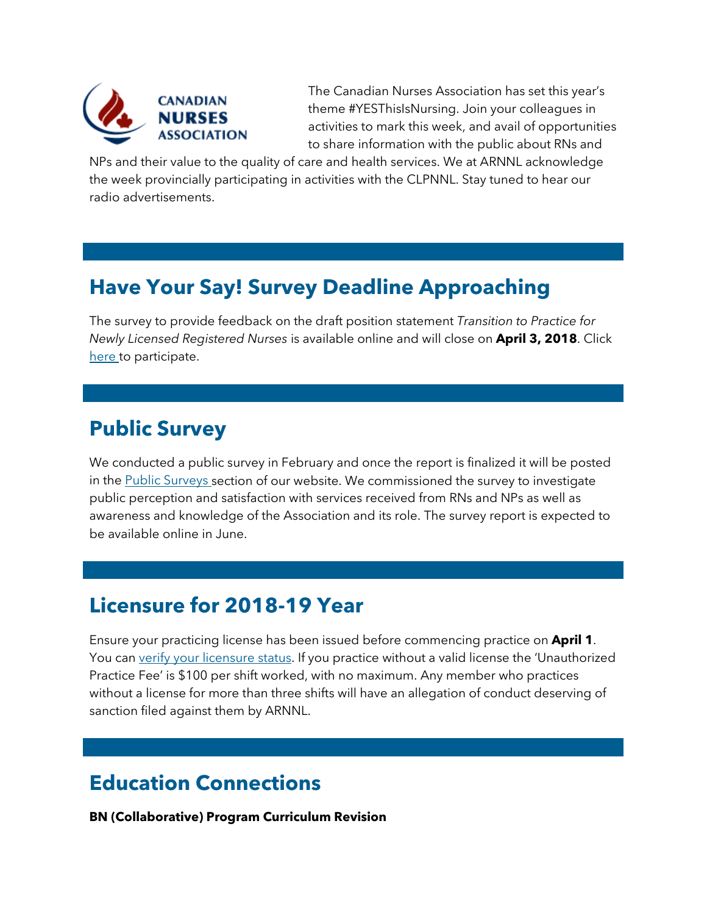The Canadian Nurses Association has set this year's theme #YESThisIsNursing. Join your colleagues in activities to mark this week, and avail of opportunities to share information with the public about RNs and NPs and their value to the quality of care and health services. We at ARNNL acknowledge the week provincially participating in activities with the CLPNNL. Stay tuned to hear our radio advertisements.

## Have Your Say! Survey Deadline Approaching

The survey to provide feedback on the draft position statement *Transition to Practice for Newly Licensed Registered Nurses* is available online and will close on **April 3, 2018**. Click here to participate.

## Public Survey

We conducted a public survey in February and once the report is finalized it will be posted in the Public Surveys section of our website. We commissioned the survey to investigate public perception and satisfaction with services received from RNs and NPs as well as awareness and knowledge of the Association and its role. The survey report is expected to be available online in June.

## Licensure for 2018-19 Year

Ensure your practicing license has been issued before commencing practice on **April 1**. You can verify your licensure status. If you practice without a valid license the 'Unauthorized Practice Fee' is $100 per shift worked, with no maximum. Any member who practices without a license for more than three shifts will have an allegation of conduct deserving of sanction filed against them by ARNNL.

## Education Connections

**BN (Collaborative) Program Curriculum Revision**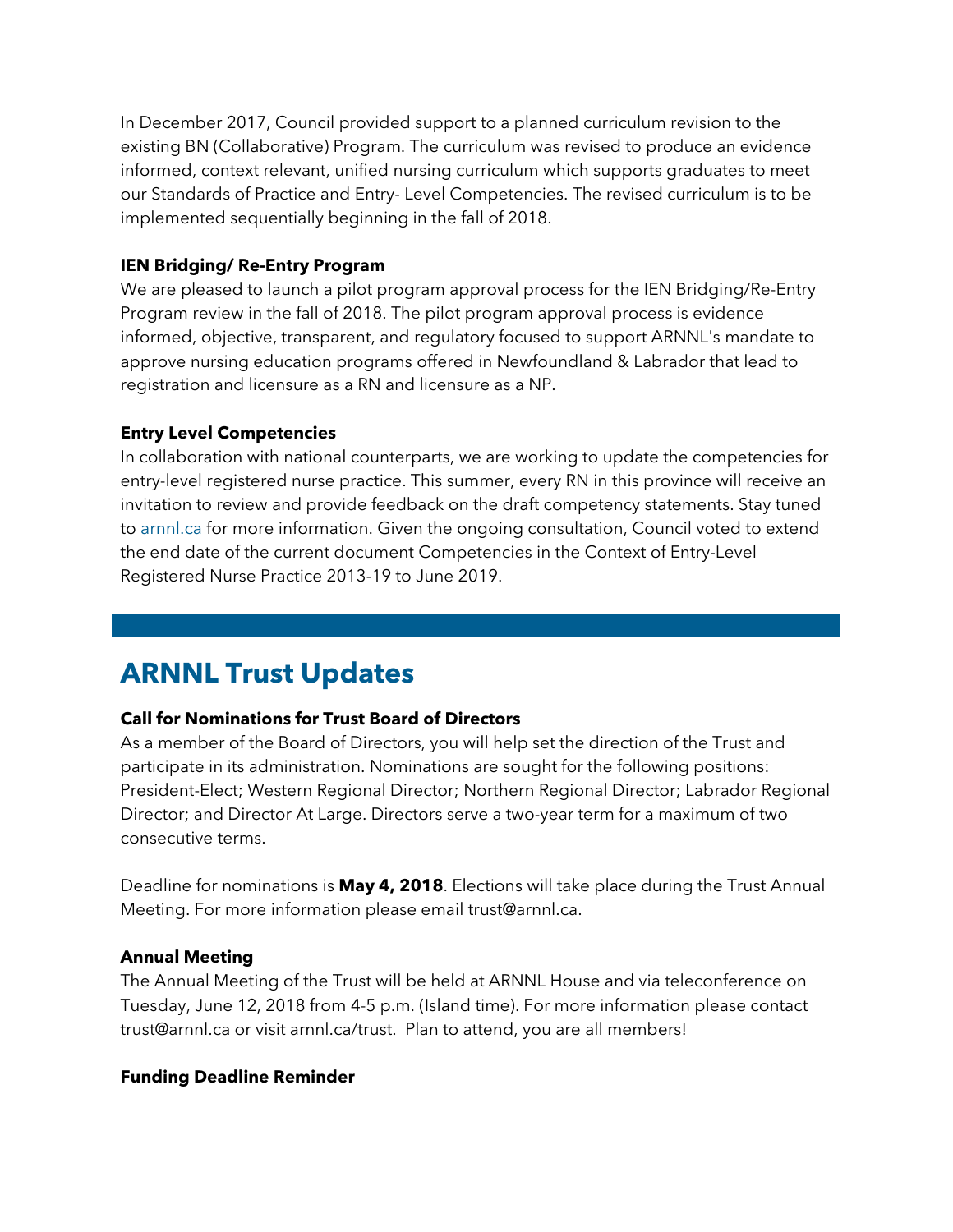In December 2017, Council provided support to a planned curriculum revision to the existing BN (Collaborative) Program. The curriculum was revised to produce an evidence informed, context relevant, unified nursing curriculum which supports graduates to meet our Standards of Practice and Entry- Level Competencies. The revised curriculum is to be implemented sequentially beginning in the fall of 2018.

**IEN Bridging/ Re-Entry Program**

We are pleased to launch a pilot program approval process for the IEN Bridging/Re-Entry Program review in the fall of 2018. The pilot program approval process is evidence informed, objective, transparent, and regulatory focused to support ARNNL's mandate to approve nursing education programs offered in Newfoundland & Labrador that lead to registration and licensure as a RN and licensure as a NP.

**Entry Level Competencies**

In collaboration with national counterparts, we are working to update the competencies for entry-level registered nurse practice. This summer, every RN in this province will receive an invitation to review and provide feedback on the draft competency statements. Stay tuned to [arnnl.ca](arnnl.ca) for more information. Given the ongoing consultation, Council voted to extend the end date of the current document Competencies in the Context of Entry-Level Registered Nurse Practice 2013-19 to June 2019.

## ARNNL Trust Updates

**Call for Nominations for Trust Board of Directors**

As a member of the Board of Directors, you will help set the direction of the Trust and participate in its administration. Nominations are sought for the following positions: President-Elect; Western Regional Director; Northern Regional Director; Labrador Regional Director; and Director At Large. Directors serve a two-year term for a maximum of two consecutive terms.

Deadline for nominations is **May 4, 2018**. Elections will take place during the Trust Annual Meeting. For more information please email trust@arnnl.ca.

**Annual Meeting**

The Annual Meeting of the Trust will be held at ARNNL House and via teleconference on Tuesday, June 12, 2018 from 4-5 p.m. (Island time). For more information please contact trust@arnnl.ca or visit arnnl.ca/trust. Plan to attend, you are all members!

**Funding Deadline Reminder**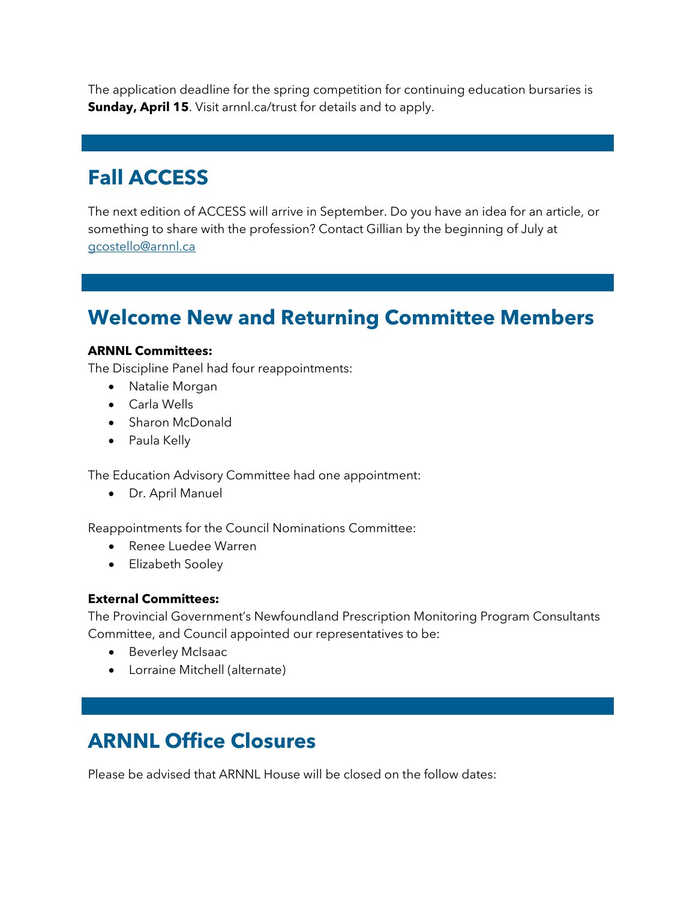The application deadline for the spring competition for continuing education bursaries is **Sunday, April 15**. Visit arnnl.ca/trust for details and to apply.

## Fall ACCESS

The next edition of ACCESS will arrive in September. Do you have an idea for an article, or something to share with the profession? Contact Gillian by the beginning of July at gcostello@arnnl.ca

## Welcome New and Returning Committee Members

**ARNNL Committees:**
The Discipline Panel had four reappointments:

- Natalie Morgan
- Carla Wells
- Sharon McDonald
- Paula Kelly

The Education Advisory Committee had one appointment:

- Dr. April Manuel

Reappointments for the Council Nominations Committee:

- Renee Luedee Warren
- Elizabeth Sooley

**External Committees:**
The Provincial Government's Newfoundland Prescription Monitoring Program Consultants Committee, and Council appointed our representatives to be:

- Beverley McIsaac
- Lorraine Mitchell (alternate)

## ARNNL Office Closures

Please be advised that ARNNL House will be closed on the follow dates: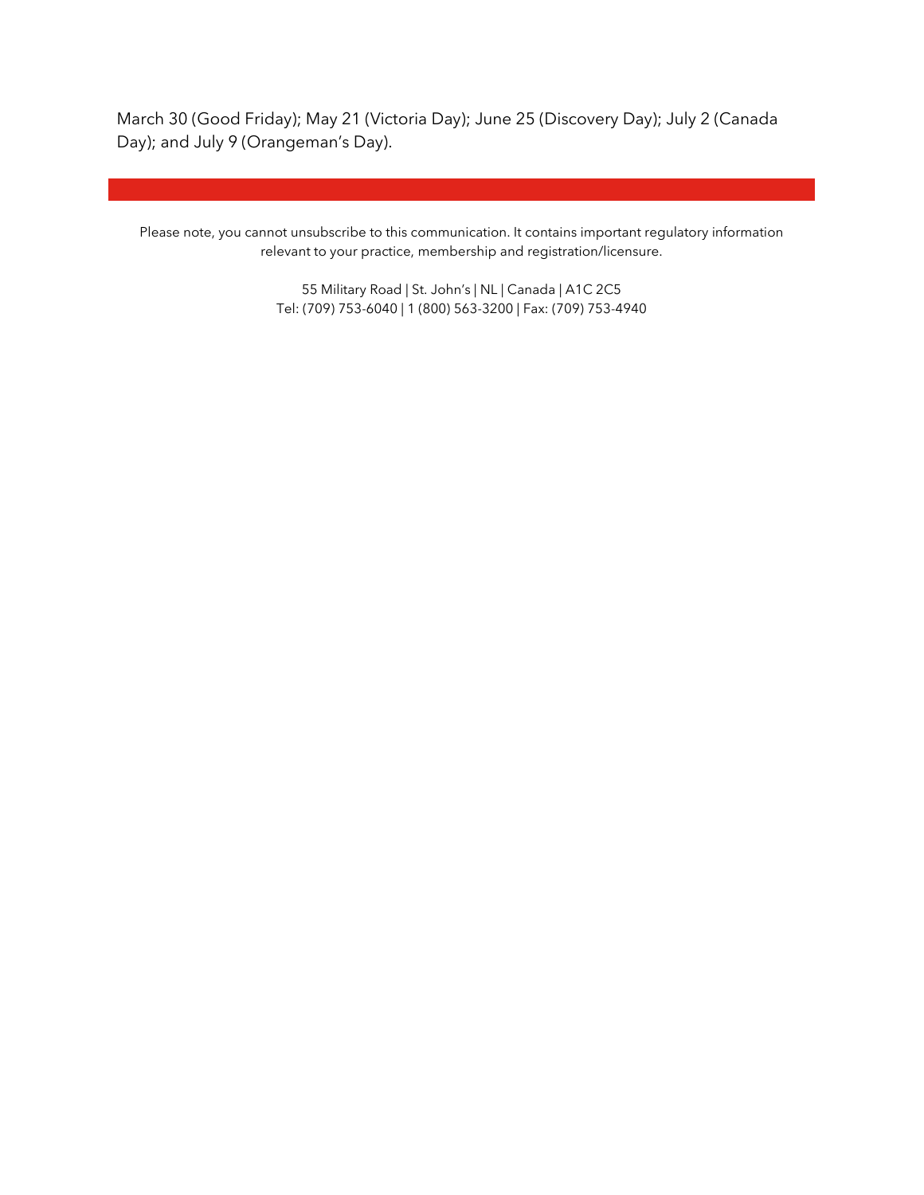March 30 (Good Friday); May 21 (Victoria Day); June 25 (Discovery Day); July 2 (Canada Day); and July 9 (Orangeman's Day).

---

Please note, you cannot unsubscribe to this communication. It contains important regulatory information relevant to your practice, membership and registration/licensure.

55 Military Road | St. John's | NL | Canada | A1C 2C5
Tel: (709) 753-6040 | 1 (800) 563-3200 | Fax: (709) 753-4940